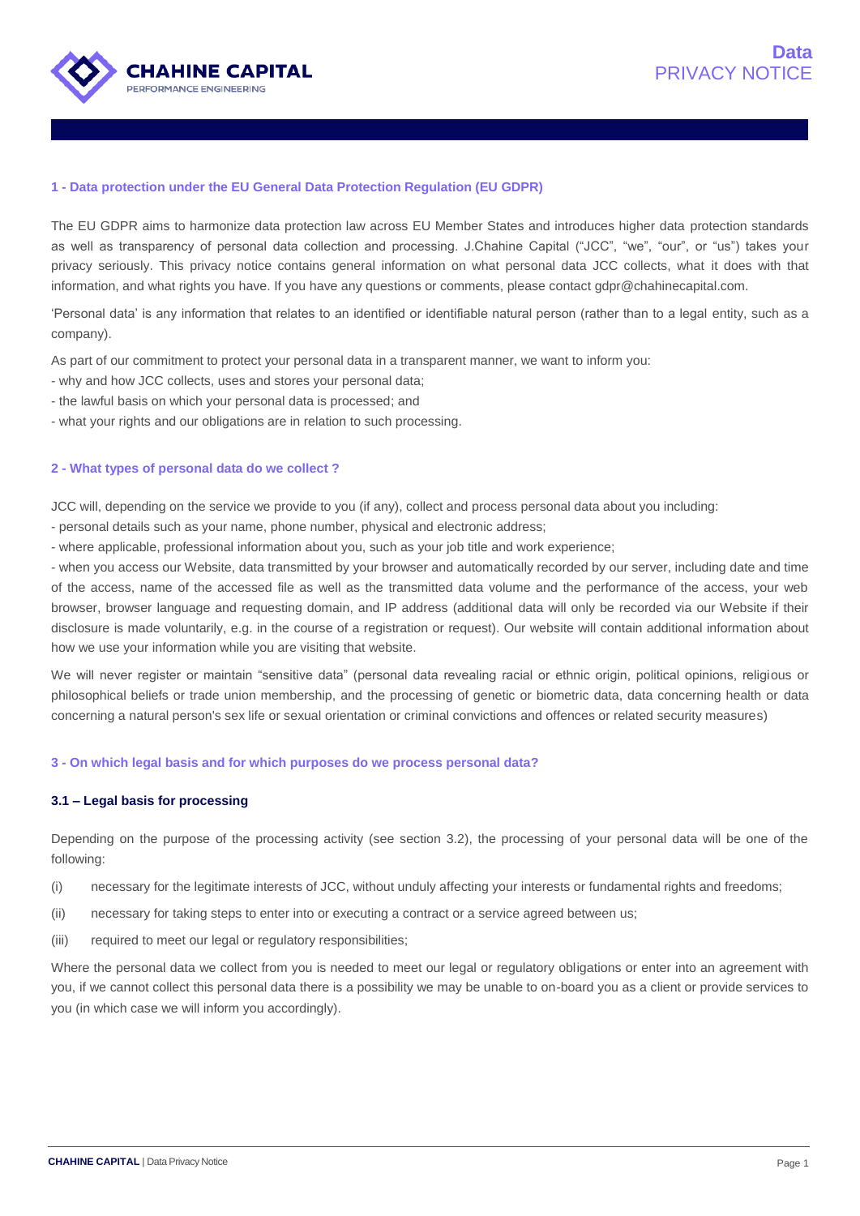# Data PRIVACY NOTICE

## 1 - Data protection under the EU General Data Protection Regulation (EU GDPR)

The EU GDPR aims to harmonize data protection law across EU Member States and introduces higher data protection standards as well as transparency of personal data collection and processing. J.Chahine Capital ("JCC", "we", "our", or "us") takes your privacy seriously. This privacy notice contains general information on what personal data JCC collects, what it does with that information, and what rights you have. If you have any questions or comments, please contact gdpr@chahinecapital.com.

'Personal data' is any information that relates to an identified or identifiable natural person (rather than to a legal entity, such as a company).

As part of our commitment to protect your personal data in a transparent manner, we want to inform you:

- why and how JCC collects, uses and stores your personal data;
- the lawful basis on which your personal data is processed; and
- what your rights and our obligations are in relation to such processing.

## 2 - What types of personal data do we collect ?

JCC will, depending on the service we provide to you (if any), collect and process personal data about you including:

- personal details such as your name, phone number, physical and electronic address;
- where applicable, professional information about you, such as your job title and work experience;
- when you access our Website, data transmitted by your browser and automatically recorded by our server, including date and time of the access, name of the accessed file as well as the transmitted data volume and the performance of the access, your web browser, browser language and requesting domain, and IP address (additional data will only be recorded via our Website if their disclosure is made voluntarily, e.g. in the course of a registration or request). Our website will contain additional information about how we use your information while you are visiting that website.

We will never register or maintain "sensitive data" (personal data revealing racial or ethnic origin, political opinions, religious or philosophical beliefs or trade union membership, and the processing of genetic or biometric data, data concerning health or data concerning a natural person's sex life or sexual orientation or criminal convictions and offences or related security measures)

## 3 - On which legal basis and for which purposes do we process personal data?

### 3.1 – Legal basis for processing

Depending on the purpose of the processing activity (see section 3.2), the processing of your personal data will be one of the following:

(i) necessary for the legitimate interests of JCC, without unduly affecting your interests or fundamental rights and freedoms;

(ii) necessary for taking steps to enter into or executing a contract or a service agreed between us;

(iii) required to meet our legal or regulatory responsibilities;

Where the personal data we collect from you is needed to meet our legal or regulatory obligations or enter into an agreement with you, if we cannot collect this personal data there is a possibility we may be unable to on-board you as a client or provide services to you (in which case we will inform you accordingly).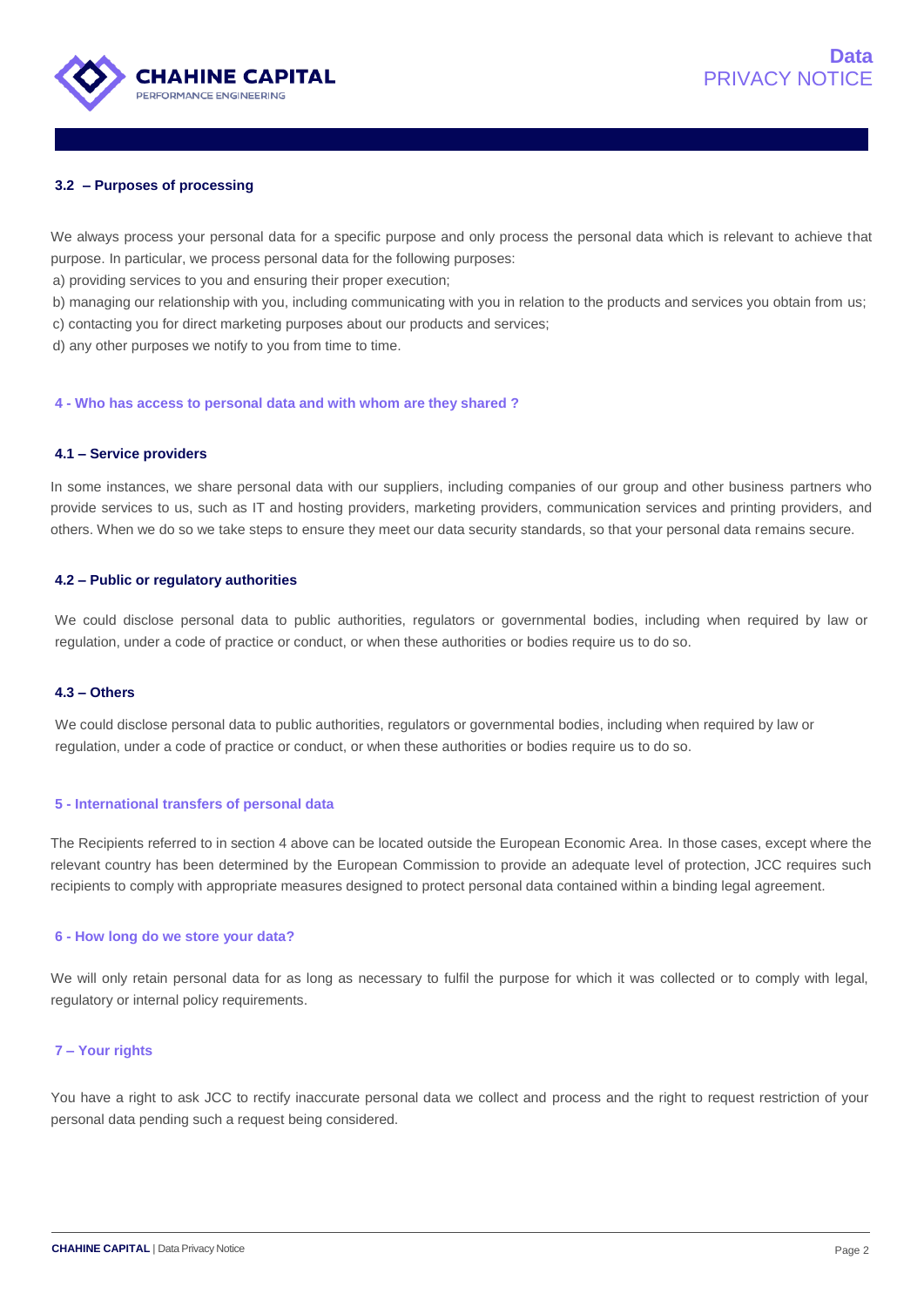### 3.2 – Purposes of processing

We always process your personal data for a specific purpose and only process the personal data which is relevant to achieve that purpose. In particular, we process personal data for the following purposes:

a) providing services to you and ensuring their proper execution;

b) managing our relationship with you, including communicating with you in relation to the products and services you obtain from us;

c) contacting you for direct marketing purposes about our products and services;

d) any other purposes we notify to you from time to time.

## 4 - Who has access to personal data and with whom are they shared ?

### 4.1 – Service providers

In some instances, we share personal data with our suppliers, including companies of our group and other business partners who provide services to us, such as IT and hosting providers, marketing providers, communication services and printing providers, and others. When we do so we take steps to ensure they meet our data security standards, so that your personal data remains secure.

### 4.2 – Public or regulatory authorities

We could disclose personal data to public authorities, regulators or governmental bodies, including when required by law or regulation, under a code of practice or conduct, or when these authorities or bodies require us to do so.

### 4.3 – Others

We could disclose personal data to public authorities, regulators or governmental bodies, including when required by law or regulation, under a code of practice or conduct, or when these authorities or bodies require us to do so.

## 5 - International transfers of personal data

The Recipients referred to in section 4 above can be located outside the European Economic Area. In those cases, except where the relevant country has been determined by the European Commission to provide an adequate level of protection, JCC requires such recipients to comply with appropriate measures designed to protect personal data contained within a binding legal agreement.

## 6 - How long do we store your data?

We will only retain personal data for as long as necessary to fulfil the purpose for which it was collected or to comply with legal, regulatory or internal policy requirements.

## 7 – Your rights

You have a right to ask JCC to rectify inaccurate personal data we collect and process and the right to request restriction of your personal data pending such a request being considered.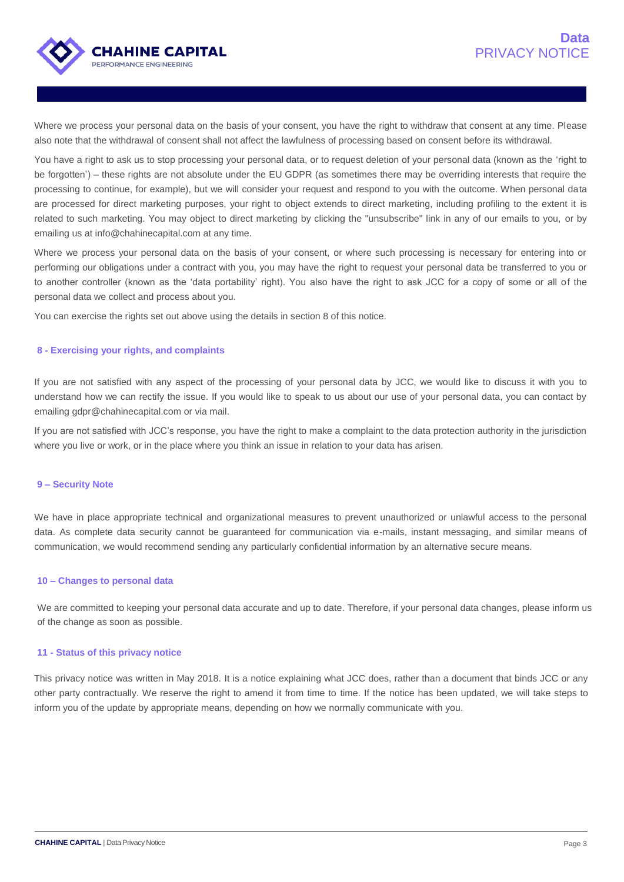Where we process your personal data on the basis of your consent, you have the right to withdraw that consent at any time. Please also note that the withdrawal of consent shall not affect the lawfulness of processing based on consent before its withdrawal.

You have a right to ask us to stop processing your personal data, or to request deletion of your personal data (known as the 'right to be forgotten') – these rights are not absolute under the EU GDPR (as sometimes there may be overriding interests that require the processing to continue, for example), but we will consider your request and respond to you with the outcome. When personal data are processed for direct marketing purposes, your right to object extends to direct marketing, including profiling to the extent it is related to such marketing. You may object to direct marketing by clicking the "unsubscribe" link in any of our emails to you, or by emailing us at info@chahinecapital.com at any time.

Where we process your personal data on the basis of your consent, or where such processing is necessary for entering into or performing our obligations under a contract with you, you may have the right to request your personal data be transferred to you or to another controller (known as the 'data portability' right). You also have the right to ask JCC for a copy of some or all of the personal data we collect and process about you.

You can exercise the rights set out above using the details in section 8 of this notice.

## 8 - Exercising your rights, and complaints

If you are not satisfied with any aspect of the processing of your personal data by JCC, we would like to discuss it with you to understand how we can rectify the issue. If you would like to speak to us about our use of your personal data, you can contact by emailing gdpr@chahinecapital.com or via mail.

If you are not satisfied with JCC's response, you have the right to make a complaint to the data protection authority in the jurisdiction where you live or work, or in the place where you think an issue in relation to your data has arisen.

## 9 – Security Note

We have in place appropriate technical and organizational measures to prevent unauthorized or unlawful access to the personal data. As complete data security cannot be guaranteed for communication via e-mails, instant messaging, and similar means of communication, we would recommend sending any particularly confidential information by an alternative secure means.

## 10 – Changes to personal data

We are committed to keeping your personal data accurate and up to date. Therefore, if your personal data changes, please inform us of the change as soon as possible.

## 11 - Status of this privacy notice

This privacy notice was written in May 2018. It is a notice explaining what JCC does, rather than a document that binds JCC or any other party contractually. We reserve the right to amend it from time to time. If the notice has been updated, we will take steps to inform you of the update by appropriate means, depending on how we normally communicate with you.